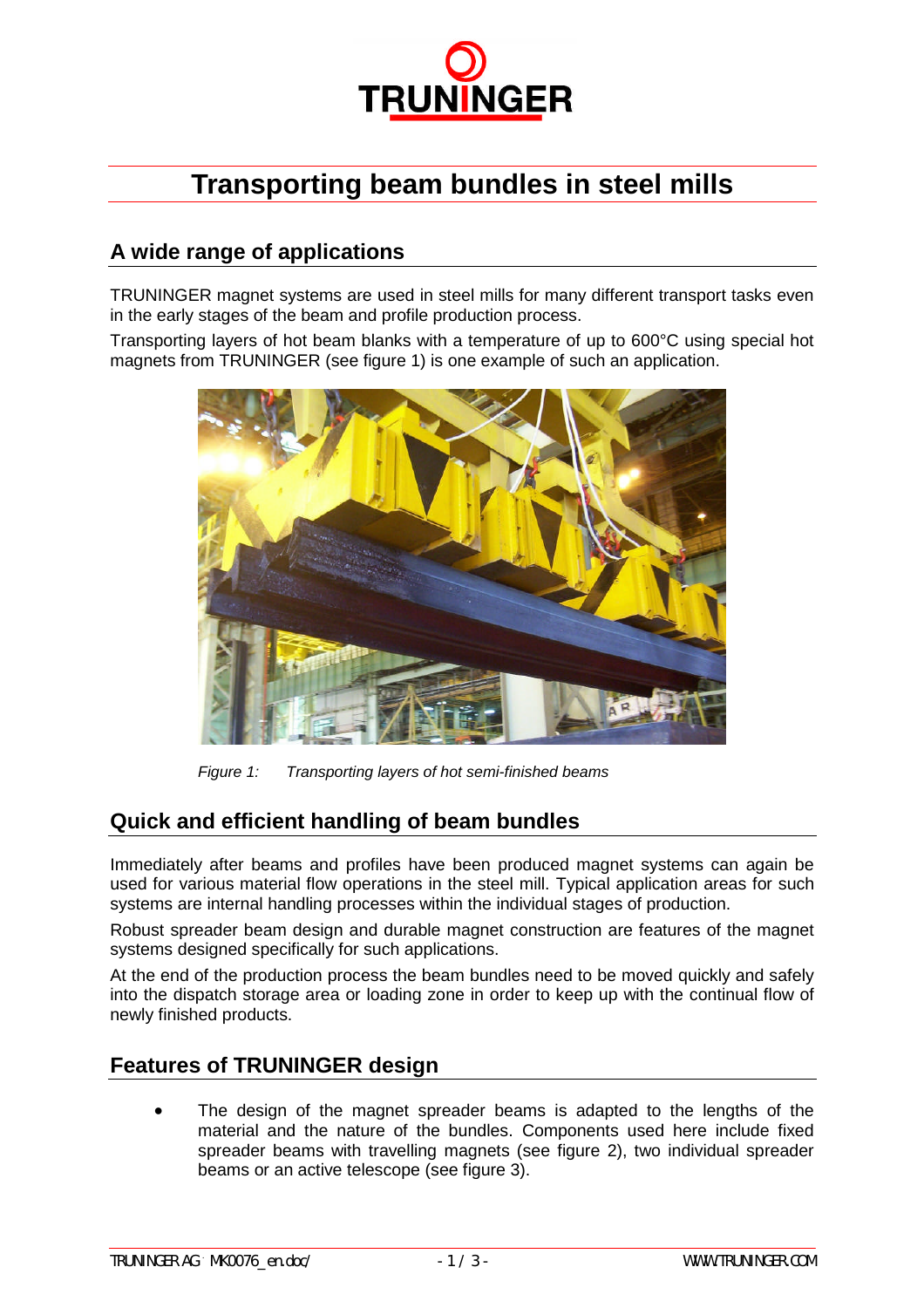# Transporting beam bundles in steel mills

## A wide range of applications

TRUNINGER magnet systems are used in steel mills for many different transport tasks even in the early stages of the beam and profile production process.

Transporting layers of hot beam blanks with a temperature of up to 600°C using special hot magnets from TRUNINGER (see figure 1) is one example of such an application.

*Figure 1: Transporting layers of hot semi-finished beams*

## Quick and efficient handling of beam bundles

Immediately after beams and profiles have been produced magnet systems can again be used for various material flow operations in the steel mill. Typical application areas for such systems are internal handling processes within the individual stages of production.

Robust spreader beam design and durable magnet construction are features of the magnet systems designed specifically for such applications.

At the end of the production process the beam bundles need to be moved quickly and safely into the dispatch storage area or loading zone in order to keep up with the continual flow of newly finished products.

## Features of TRUNINGER design

- The design of the magnet spreader beams is adapted to the lengths of the material and the nature of the bundles. Components used here include fixed spreader beams with travelling magnets (see figure 2), two individual spreader beams or an active telescope (see figure 3).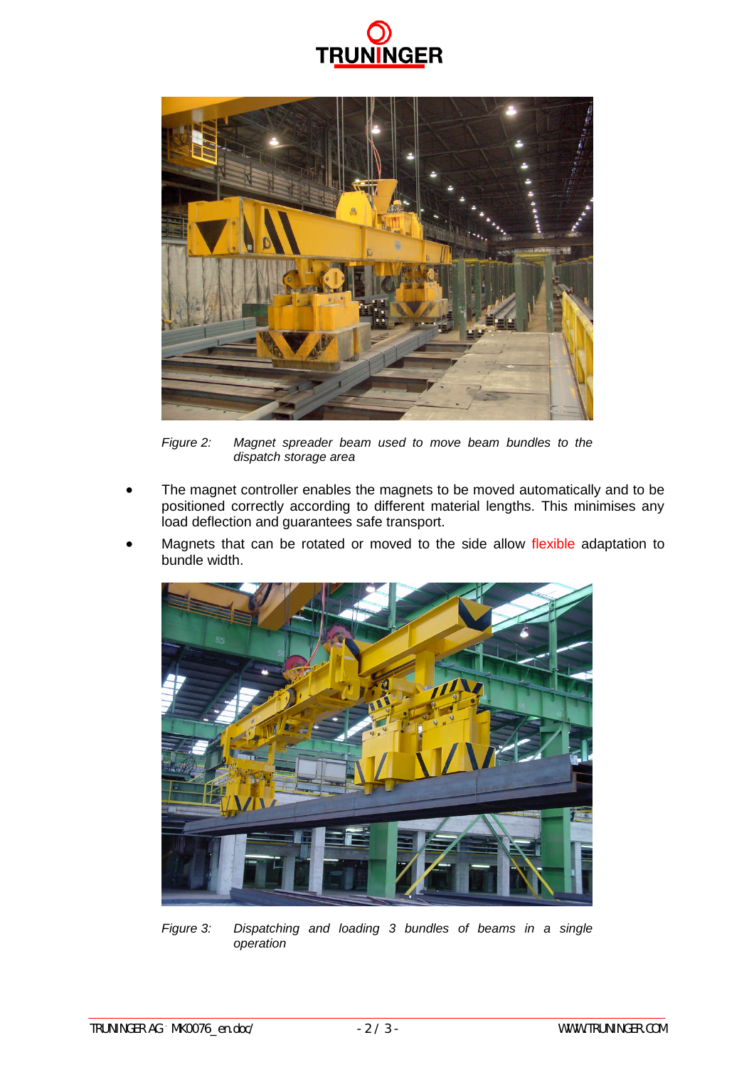*Figure 2: Magnet spreader beam used to move beam bundles to the dispatch storage area*

- The magnet controller enables the magnets to be moved automatically and to be positioned correctly according to different material lengths. This minimises any load deflection and guarantees safe transport.
- Magnets that can be rotated or moved to the side allow flexible adaptation to bundle width.

*Figure 3: Dispatching and loading 3 bundles of beams in a single operation*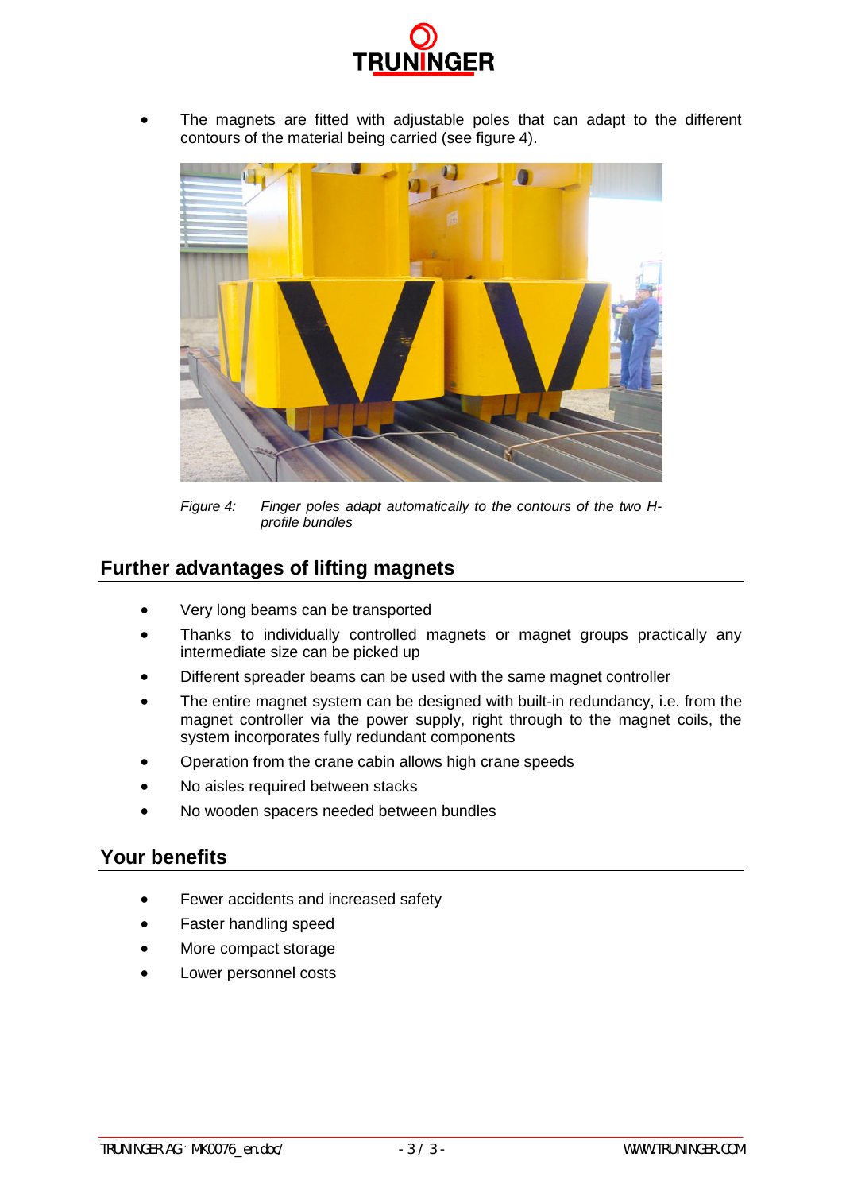- The magnets are fitted with adjustable poles that can adapt to the different contours of the material being carried (see figure 4).

*Figure 4: Finger poles adapt automatically to the contours of the two H-profile bundles*

## Further advantages of lifting magnets

- Very long beams can be transported
- Thanks to individually controlled magnets or magnet groups practically any intermediate size can be picked up
- Different spreader beams can be used with the same magnet controller
- The entire magnet system can be designed with built-in redundancy, i.e. from the magnet controller via the power supply, right through to the magnet coils, the system incorporates fully redundant components
- Operation from the crane cabin allows high crane speeds
- No aisles required between stacks
- No wooden spacers needed between bundles

## Your benefits

- Fewer accidents and increased safety
- Faster handling speed
- More compact storage
- Lower personnel costs